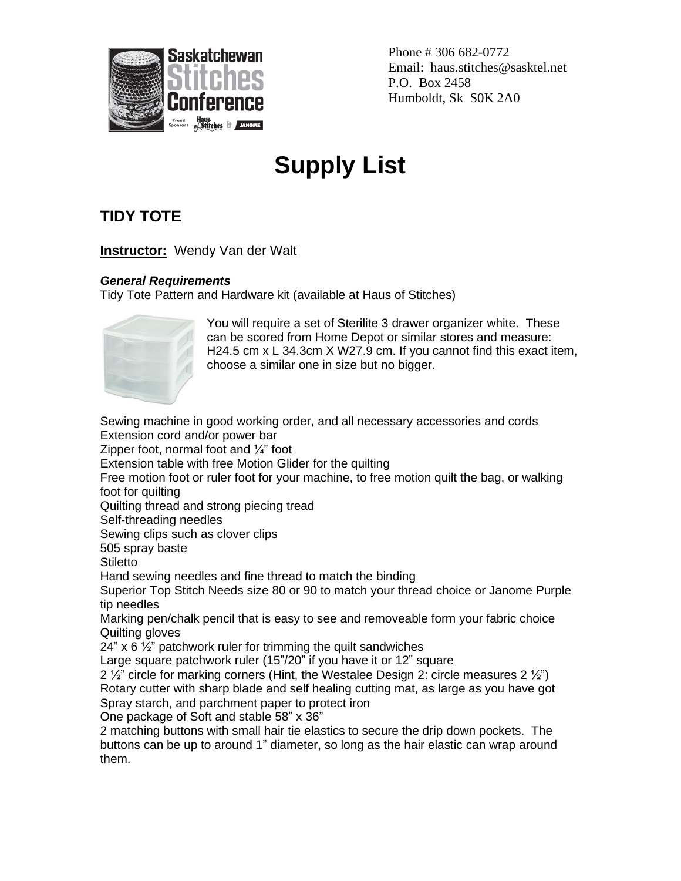Phone # 306 682-0772
Email: haus.stitches@sasktel.net
P.O. Box 2458
Humboldt, Sk S0K 2A0

# Supply List

## TIDY TOTE

**Instructor:** Wendy Van der Walt

***General Requirements***

Tidy Tote Pattern and Hardware kit (available at Haus of Stitches)

You will require a set of Sterilite 3 drawer organizer white. These can be scored from Home Depot or similar stores and measure: H24.5 cm x L 34.3cm X W27.9 cm. If you cannot find this exact item, choose a similar one in size but no bigger.

Sewing machine in good working order, and all necessary accessories and cords
Extension cord and/or power bar
Zipper foot, normal foot and ¼" foot
Extension table with free Motion Glider for the quilting
Free motion foot or ruler foot for your machine, to free motion quilt the bag, or walking foot for quilting
Quilting thread and strong piecing tread
Self-threading needles
Sewing clips such as clover clips
505 spray baste
Stiletto
Hand sewing needles and fine thread to match the binding
Superior Top Stitch Needs size 80 or 90 to match your thread choice or Janome Purple tip needles
Marking pen/chalk pencil that is easy to see and removeable form your fabric choice
Quilting gloves
24" x 6 ½" patchwork ruler for trimming the quilt sandwiches
Large square patchwork ruler (15"/20" if you have it or 12" square
2 ½" circle for marking corners (Hint, the Westalee Design 2: circle measures 2 ½")
Rotary cutter with sharp blade and self healing cutting mat, as large as you have got
Spray starch, and parchment paper to protect iron
One package of Soft and stable 58" x 36"
2 matching buttons with small hair tie elastics to secure the drip down pockets. The buttons can be up to around 1" diameter, so long as the hair elastic can wrap around them.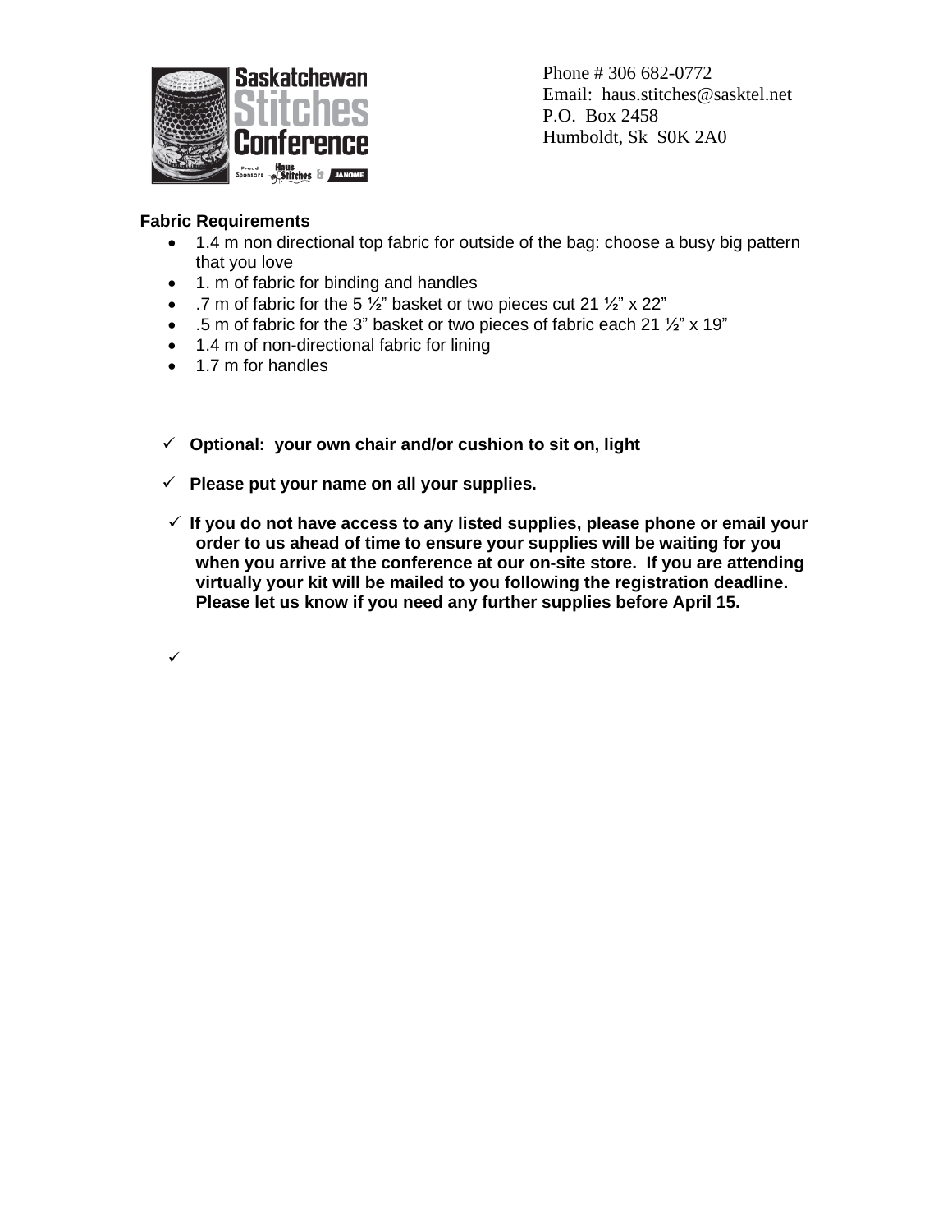Phone # 306 682-0772
Email: haus.stitches@sasktel.net
P.O. Box 2458
Humboldt, Sk S0K 2A0

**Fabric Requirements**

- 1.4 m non directional top fabric for outside of the bag: choose a busy big pattern that you love
- 1. m of fabric for binding and handles
- .7 m of fabric for the 5 ½" basket or two pieces cut 21 ½" x 22"
- .5 m of fabric for the 3" basket or two pieces of fabric each 21 ½" x 19"
- 1.4 m of non-directional fabric for lining
- 1.7 m for handles

- ✓ **Optional: your own chair and/or cushion to sit on, light**
- ✓ **Please put your name on all your supplies.**
- ✓ **If you do not have access to any listed supplies, please phone or email your order to us ahead of time to ensure your supplies will be waiting for you when you arrive at the conference at our on-site store. If you are attending virtually your kit will be mailed to you following the registration deadline. Please let us know if you need any further supplies before April 15.**
- ✓